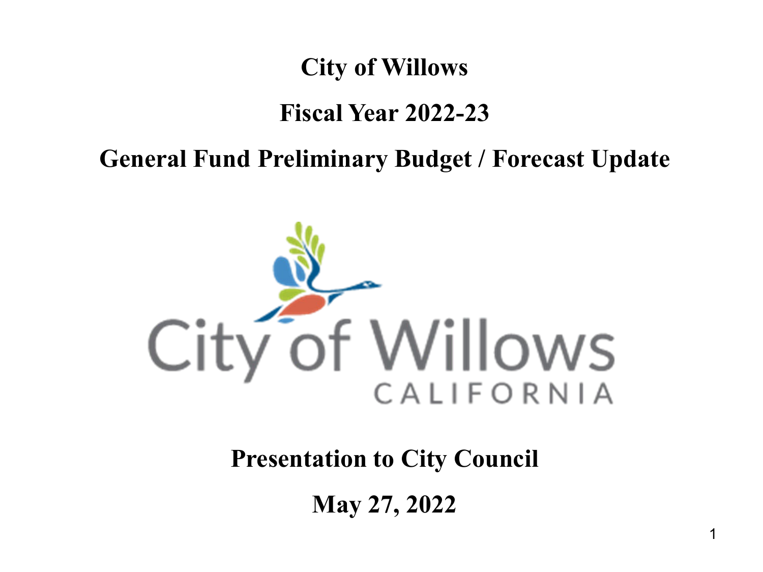# City of Willows

## Fiscal Year 2022-23

## General Fund Preliminary Budget / Forecast Update

**Presentation to City Council**

**May 27, 2022**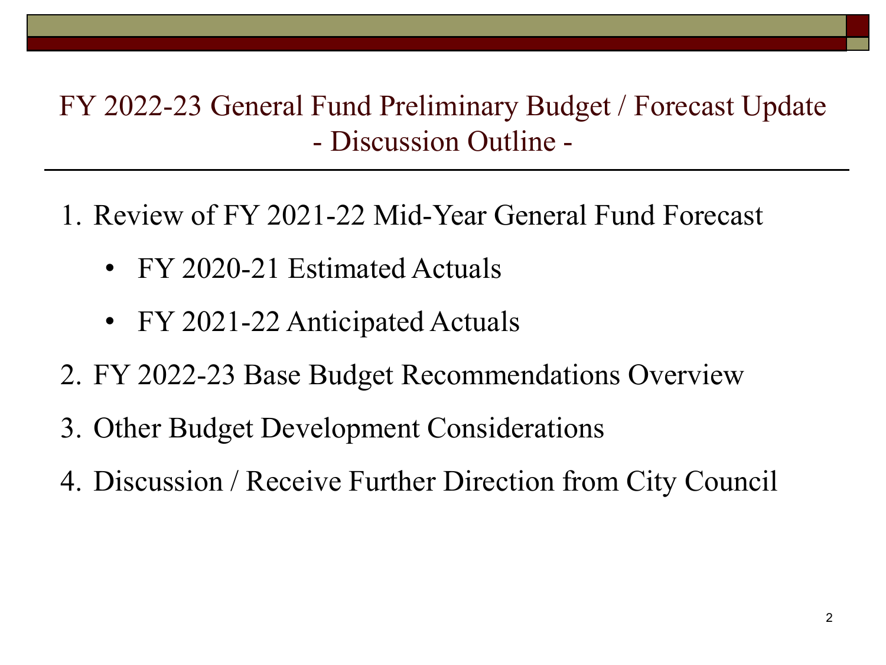# FY 2022-23 General Fund Preliminary Budget / Forecast Update
## - Discussion Outline -

1. Review of FY 2021-22 Mid-Year General Fund Forecast
   - FY 2020-21 Estimated Actuals
   - FY 2021-22 Anticipated Actuals
2. FY 2022-23 Base Budget Recommendations Overview
3. Other Budget Development Considerations
4. Discussion / Receive Further Direction from City Council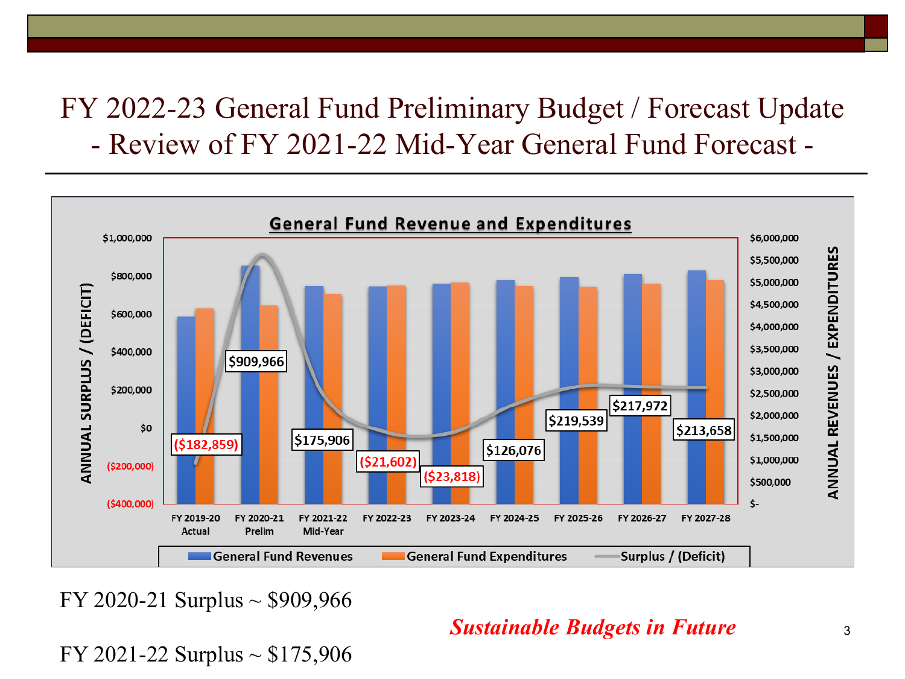# FY 2022-23 General Fund Preliminary Budget / Forecast Update
## - Review of FY 2021-22 Mid-Year General Fund Forecast -

**General Fund Revenue and Expenditures**

| Fiscal Year | Surplus / (Deficit) |
|---|---|
| FY 2019-20 Actual | ($182,859) |
| FY 2020-21 Prelim | $909,966 |
| FY 2021-22 Mid-Year | $175,906 |
| FY 2022-23 | ($21,602) |
| FY 2023-24 | ($23,818) |
| FY 2024-25 | $126,076 |
| FY 2025-26 | $219,539 |
| FY 2026-27 | $217,972 |
| FY 2027-28 | $213,658 |

General Fund Revenues · General Fund Expenditures · Surplus / (Deficit)

FY 2020-21 Surplus ~ $909,966

FY 2021-22 Surplus ~ $175,906

***Sustainable Budgets in Future***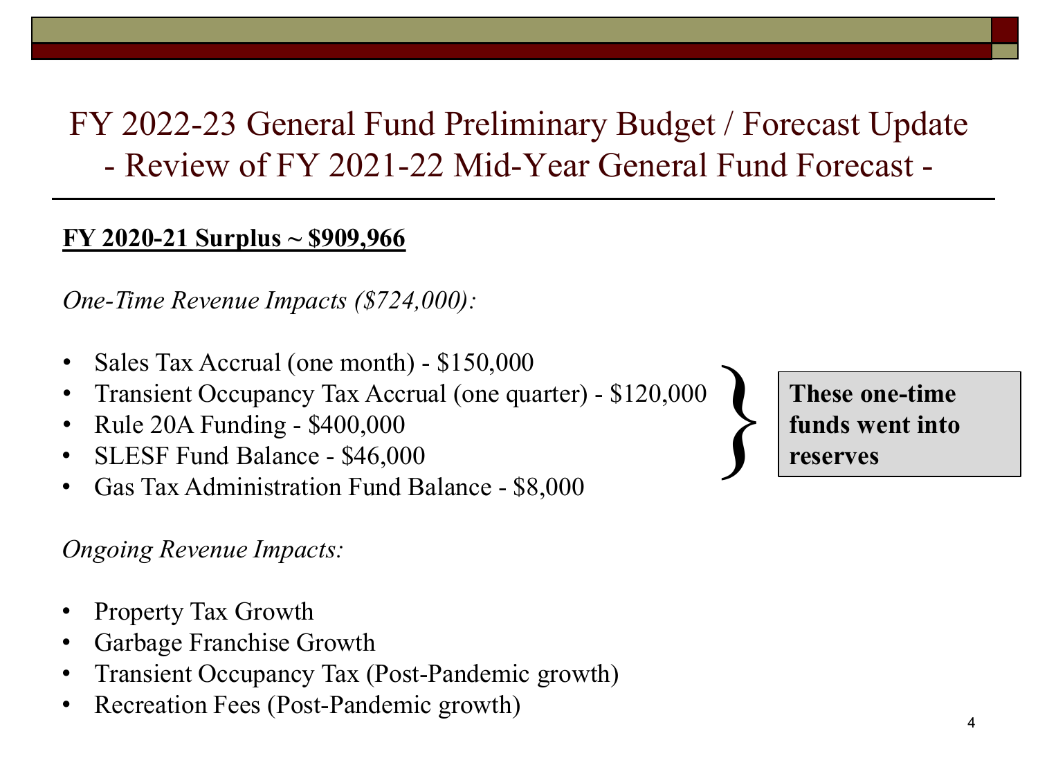# FY 2022-23 General Fund Preliminary Budget / Forecast Update
## - Review of FY 2021-22 Mid-Year General Fund Forecast -

**FY 2020-21 Surplus ~ $909,966**

*One-Time Revenue Impacts ($724,000):*

- Sales Tax Accrual (one month) - $150,000
- Transient Occupancy Tax Accrual (one quarter) - $120,000
- Rule 20A Funding - $400,000
- SLESF Fund Balance - $46,000
- Gas Tax Administration Fund Balance - $8,000

**These one-time funds went into reserves**

*Ongoing Revenue Impacts:*

- Property Tax Growth
- Garbage Franchise Growth
- Transient Occupancy Tax (Post-Pandemic growth)
- Recreation Fees (Post-Pandemic growth)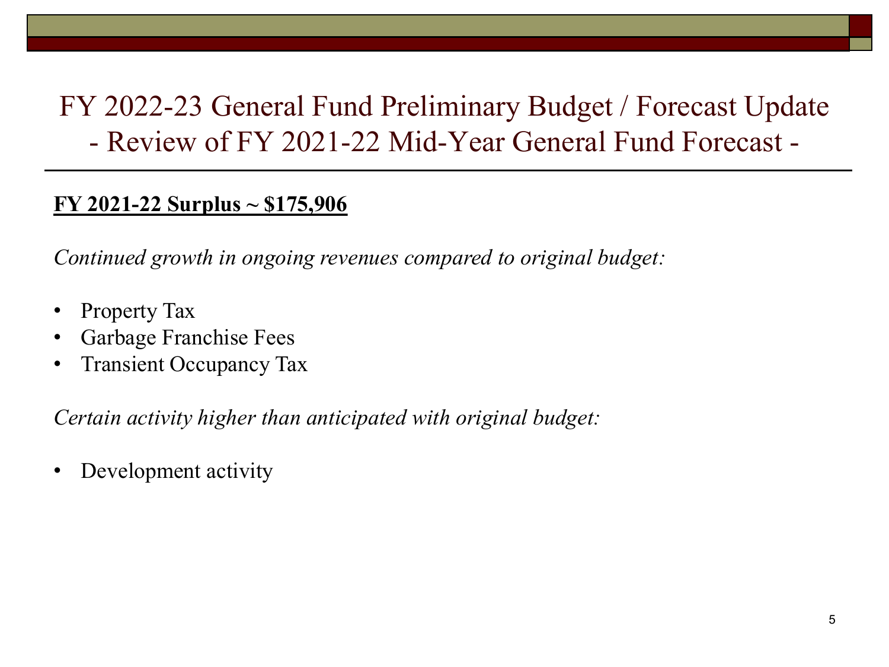# FY 2022-23 General Fund Preliminary Budget / Forecast Update
## - Review of FY 2021-22 Mid-Year General Fund Forecast -

**FY 2021-22 Surplus ~ $175,906**

*Continued growth in ongoing revenues compared to original budget:*

- Property Tax
- Garbage Franchise Fees
- Transient Occupancy Tax

*Certain activity higher than anticipated with original budget:*

- Development activity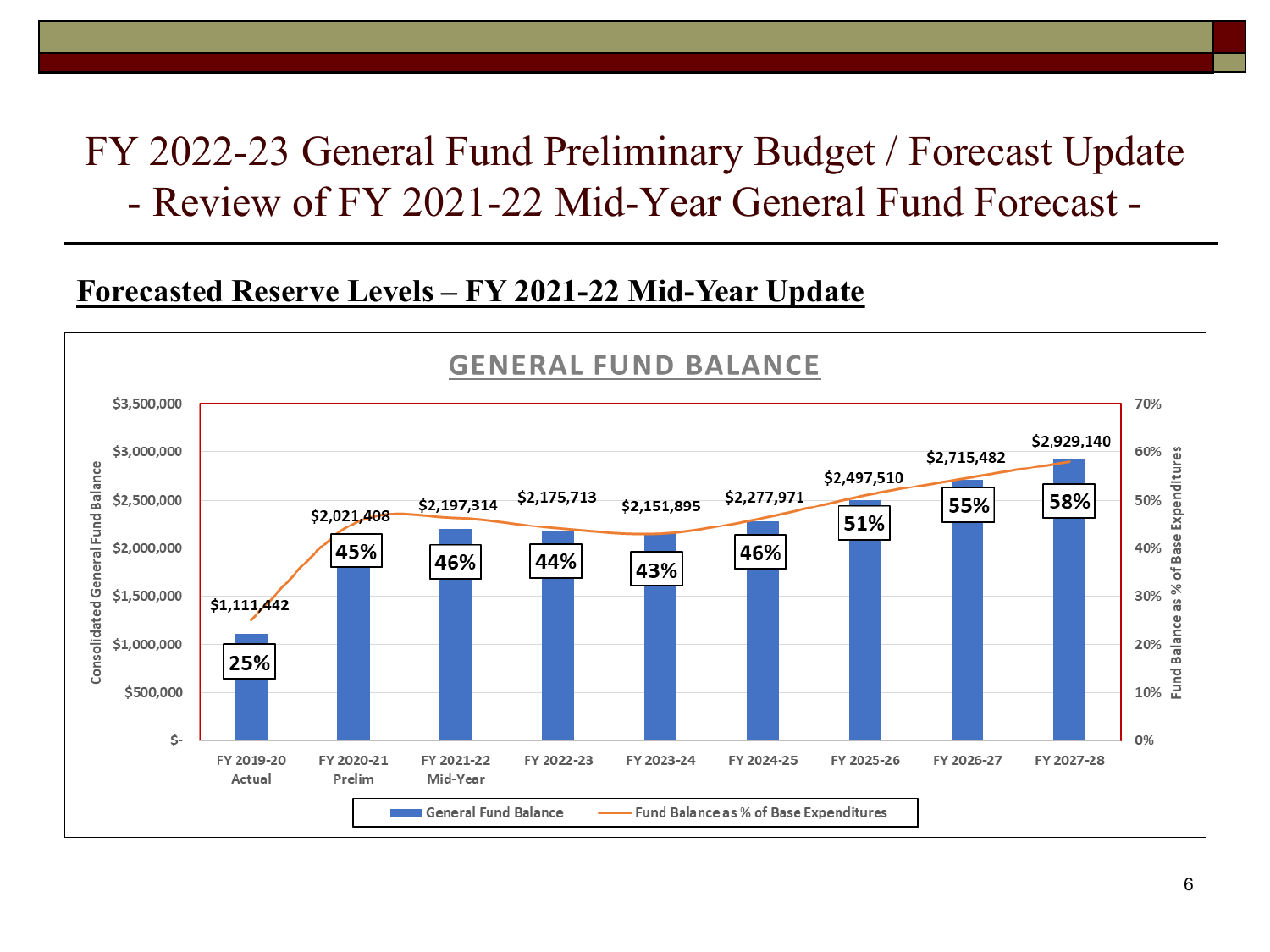# FY 2022-23 General Fund Preliminary Budget / Forecast Update - Review of FY 2021-22 Mid-Year General Fund Forecast -

## Forecasted Reserve Levels – FY 2021-22 Mid-Year Update

### GENERAL FUND BALANCE

| Fiscal Year | General Fund Balance | Fund Balance as % of Base Expenditures |
|---|---|---|
| FY 2019-20 Actual | $1,111,442 | 25% |
| FY 2020-21 Prelim | $2,021,408 | 45% |
| FY 2021-22 Mid-Year | $2,197,314 | 46% |
| FY 2022-23 | $2,175,713 | 44% |
| FY 2023-24 | $2,151,895 | 43% |
| FY 2024-25 | $2,277,971 | 46% |
| FY 2025-26 | $2,497,510 | 51% |
| FY 2026-27 | $2,715,482 | 55% |
| FY 2027-28 | $2,929,140 | 58% |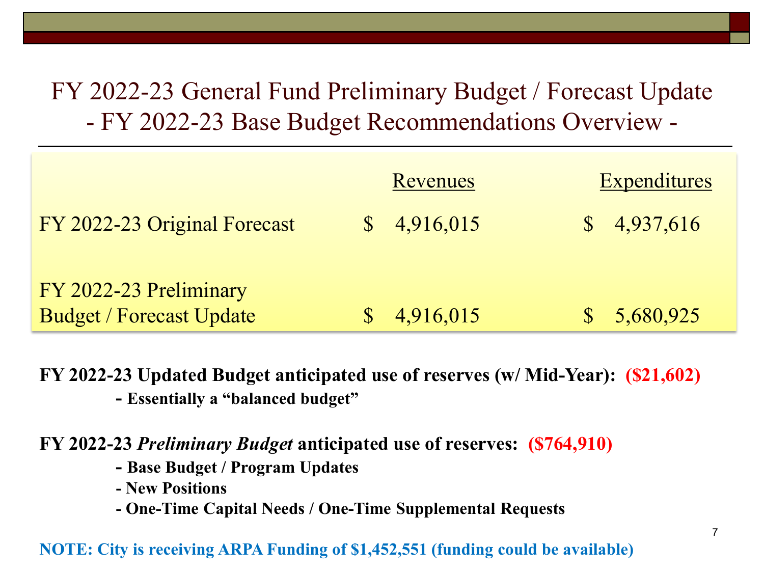# FY 2022-23 General Fund Preliminary Budget / Forecast Update
## - FY 2022-23 Base Budget Recommendations Overview -

| | Revenues | Expenditures |
|---|---|---|
| FY 2022-23 Original Forecast | $ 4,916,015 | $ 4,937,616 |
| FY 2022-23 Preliminary Budget / Forecast Update | $ 4,916,015 | $ 5,680,925 |

**FY 2022-23 Updated Budget anticipated use of reserves (w/ Mid-Year): ($21,602)**

- **Essentially a "balanced budget"**

**FY 2022-23 *Preliminary Budget* anticipated use of reserves: ($764,910)**

- **Base Budget / Program Updates**
- **New Positions**
- **One-Time Capital Needs / One-Time Supplemental Requests**

**NOTE: City is receiving ARPA Funding of $1,452,551 (funding could be available)**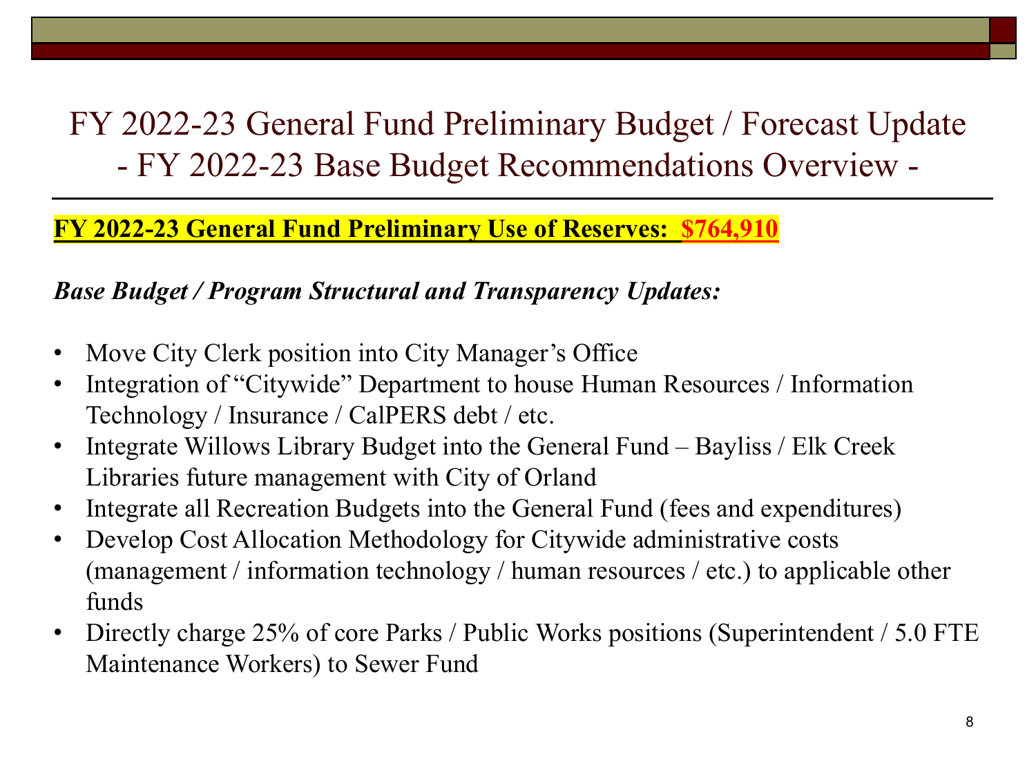# FY 2022-23 General Fund Preliminary Budget / Forecast Update
## - FY 2022-23 Base Budget Recommendations Overview -

**FY 2022-23 General Fund Preliminary Use of Reserves: $764,910**

***Base Budget / Program Structural and Transparency Updates:***

- Move City Clerk position into City Manager's Office
- Integration of "Citywide" Department to house Human Resources / Information Technology / Insurance / CalPERS debt / etc.
- Integrate Willows Library Budget into the General Fund – Bayliss / Elk Creek Libraries future management with City of Orland
- Integrate all Recreation Budgets into the General Fund (fees and expenditures)
- Develop Cost Allocation Methodology for Citywide administrative costs (management / information technology / human resources / etc.) to applicable other funds
- Directly charge 25% of core Parks / Public Works positions (Superintendent / 5.0 FTE Maintenance Workers) to Sewer Fund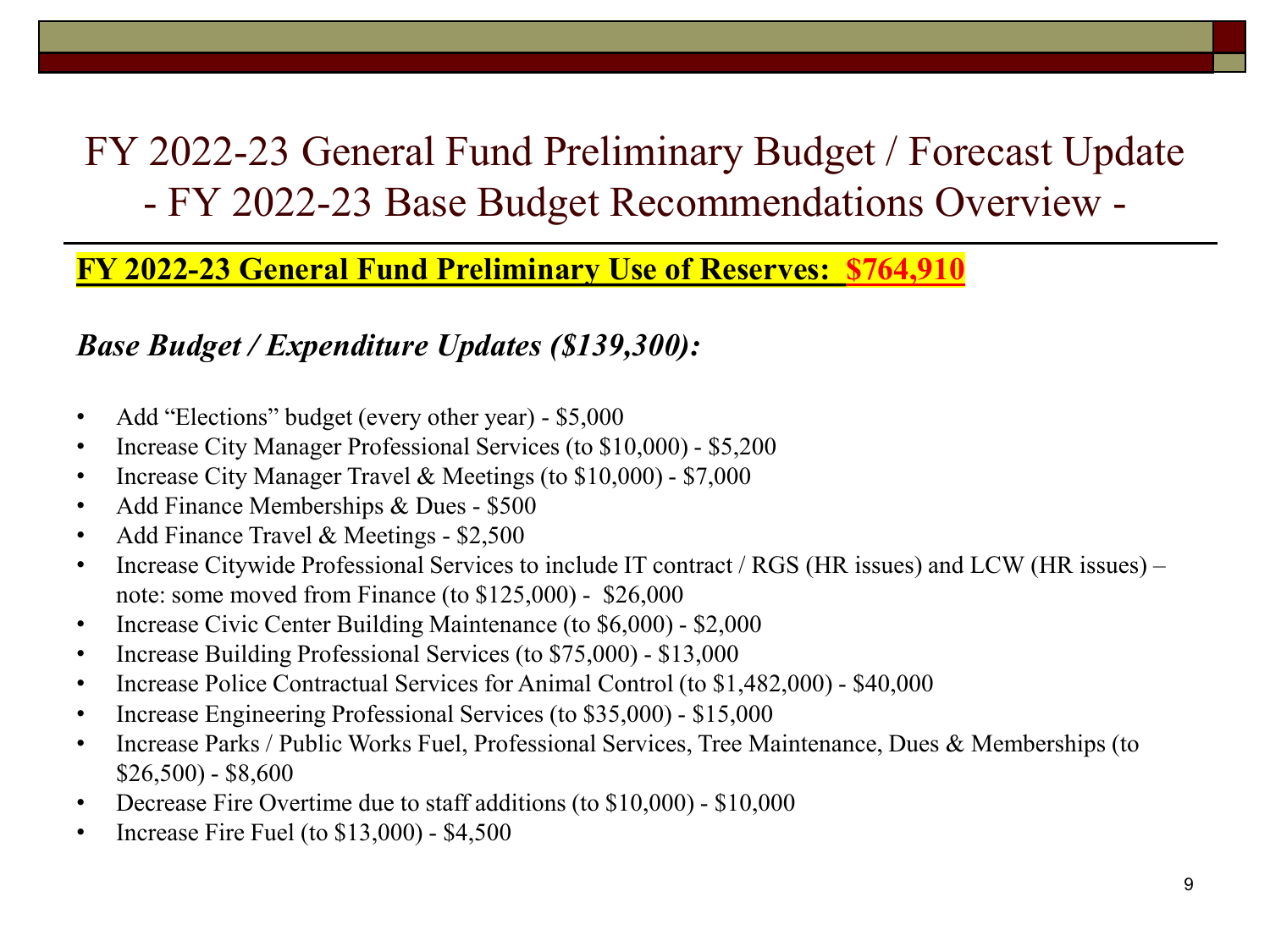# FY 2022-23 General Fund Preliminary Budget / Forecast Update - FY 2022-23 Base Budget Recommendations Overview -

**FY 2022-23 General Fund Preliminary Use of Reserves: $764,910**

***Base Budget / Expenditure Updates ($139,300):***

- Add "Elections" budget (every other year) - $5,000
- Increase City Manager Professional Services (to $10,000) - $5,200
- Increase City Manager Travel & Meetings (to $10,000) - $7,000
- Add Finance Memberships & Dues - $500
- Add Finance Travel & Meetings - $2,500
- Increase Citywide Professional Services to include IT contract / RGS (HR issues) and LCW (HR issues) – note: some moved from Finance (to $125,000) - $26,000
- Increase Civic Center Building Maintenance (to $6,000) - $2,000
- Increase Building Professional Services (to $75,000) - $13,000
- Increase Police Contractual Services for Animal Control (to $1,482,000) - $40,000
- Increase Engineering Professional Services (to $35,000) - $15,000
- Increase Parks / Public Works Fuel, Professional Services, Tree Maintenance, Dues & Memberships (to $26,500) - $8,600
- Decrease Fire Overtime due to staff additions (to $10,000) - $10,000
- Increase Fire Fuel (to $13,000) - $4,500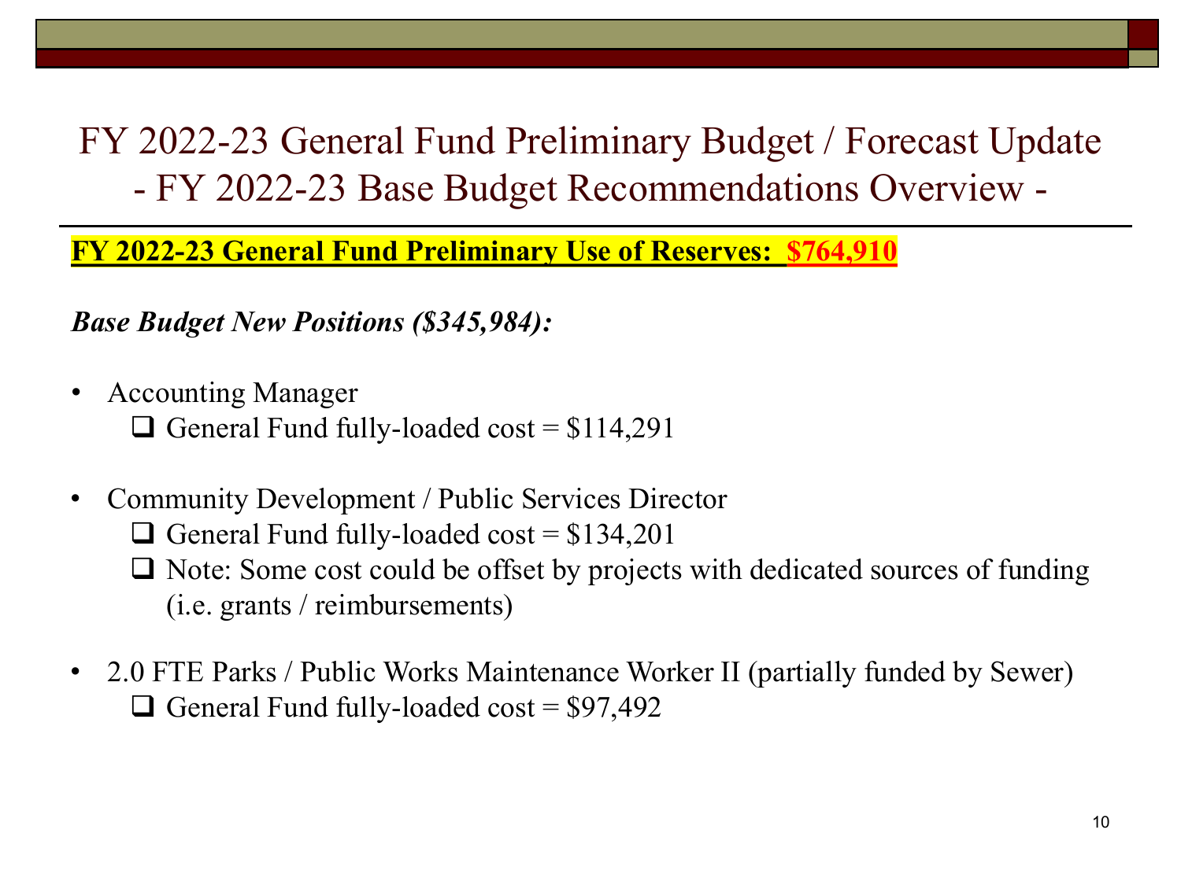# FY 2022-23 General Fund Preliminary Budget / Forecast Update
## - FY 2022-23 Base Budget Recommendations Overview -

**FY 2022-23 General Fund Preliminary Use of Reserves: $764,910**

***Base Budget New Positions ($345,984):***

- Accounting Manager
  - General Fund fully-loaded cost = $114,291
- Community Development / Public Services Director
  - General Fund fully-loaded cost = $134,201
  - Note: Some cost could be offset by projects with dedicated sources of funding (i.e. grants / reimbursements)
- 2.0 FTE Parks / Public Works Maintenance Worker II (partially funded by Sewer)
  - General Fund fully-loaded cost = $97,492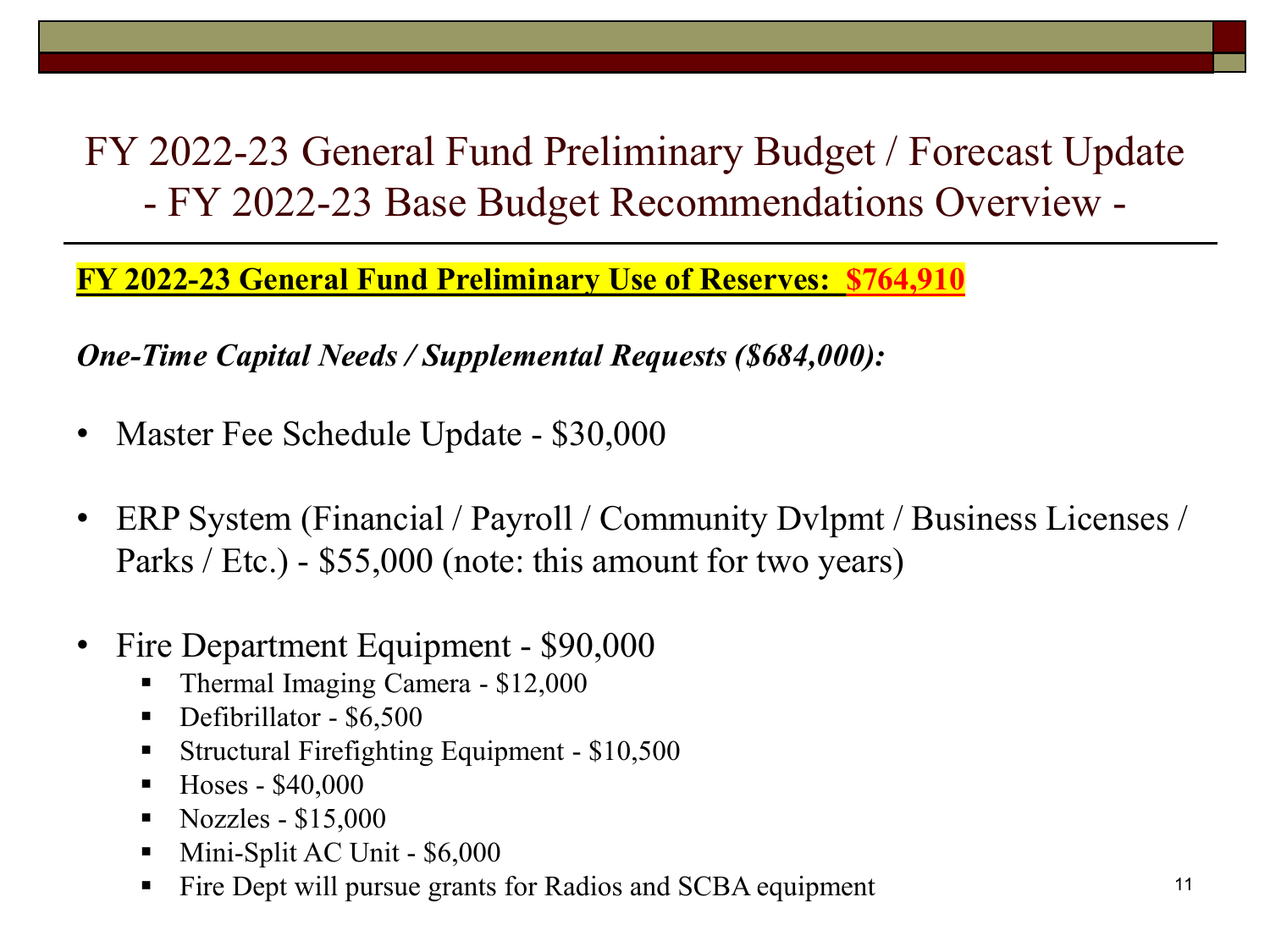# FY 2022-23 General Fund Preliminary Budget / Forecast Update
## - FY 2022-23 Base Budget Recommendations Overview -

**FY 2022-23 General Fund Preliminary Use of Reserves: $764,910**

***One-Time Capital Needs / Supplemental Requests ($684,000):***

- Master Fee Schedule Update - $30,000
- ERP System (Financial / Payroll / Community Dvlpmt / Business Licenses / Parks / Etc.) - $55,000 (note: this amount for two years)
- Fire Department Equipment - $90,000
  - Thermal Imaging Camera - $12,000
  - Defibrillator - $6,500
  - Structural Firefighting Equipment - $10,500
  - Hoses - $40,000
  - Nozzles - $15,000
  - Mini-Split AC Unit - $6,000
  - Fire Dept will pursue grants for Radios and SCBA equipment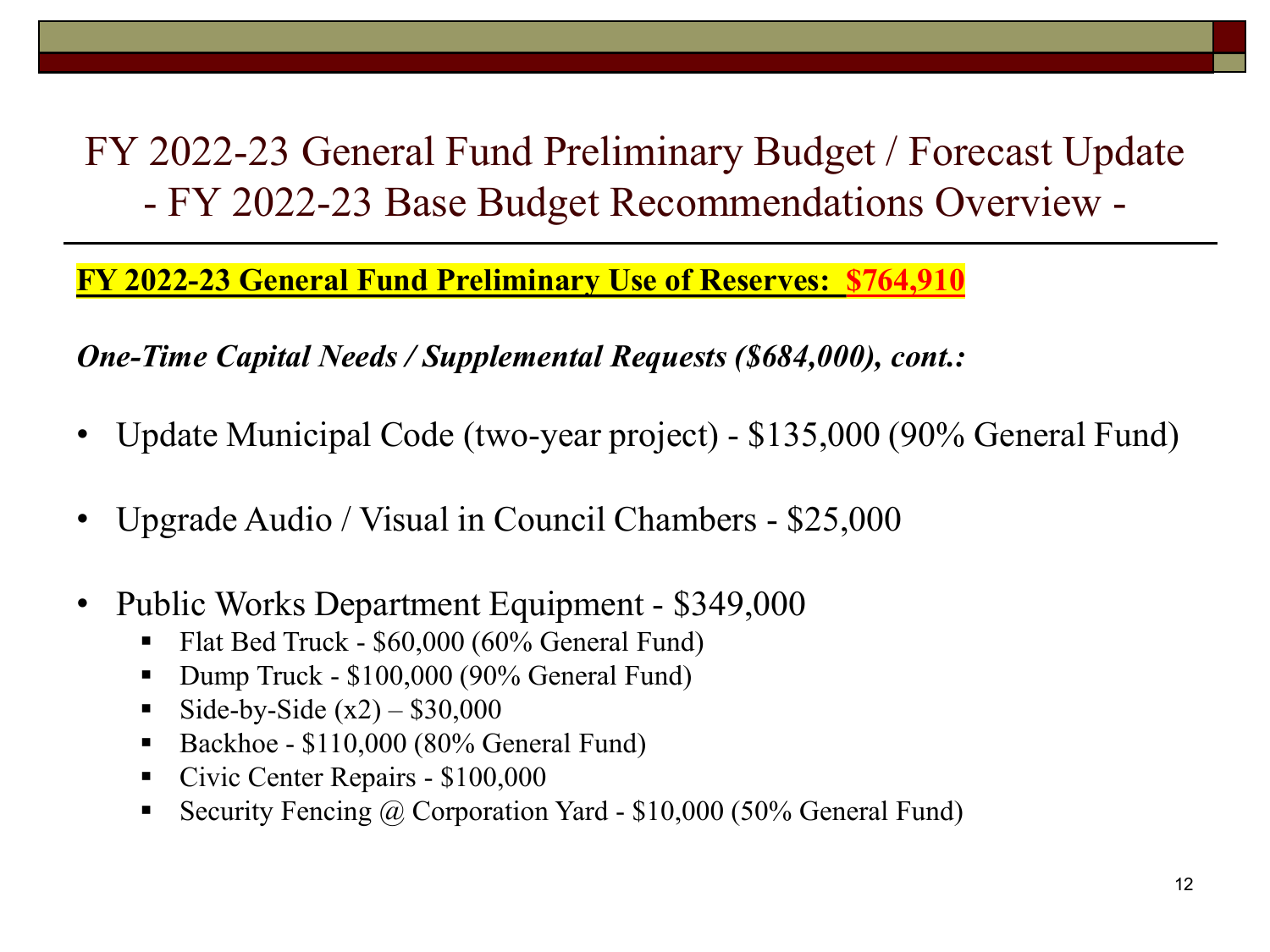# FY 2022-23 General Fund Preliminary Budget / Forecast Update
## - FY 2022-23 Base Budget Recommendations Overview -

**FY 2022-23 General Fund Preliminary Use of Reserves: $764,910**

***One-Time Capital Needs / Supplemental Requests ($684,000), cont.:***

- Update Municipal Code (two-year project) - $135,000 (90% General Fund)
- Upgrade Audio / Visual in Council Chambers - $25,000
- Public Works Department Equipment - $349,000
  - Flat Bed Truck - $60,000 (60% General Fund)
  - Dump Truck - $100,000 (90% General Fund)
  - Side-by-Side (x2) – $30,000
  - Backhoe - $110,000 (80% General Fund)
  - Civic Center Repairs - $100,000
  - Security Fencing @ Corporation Yard - $10,000 (50% General Fund)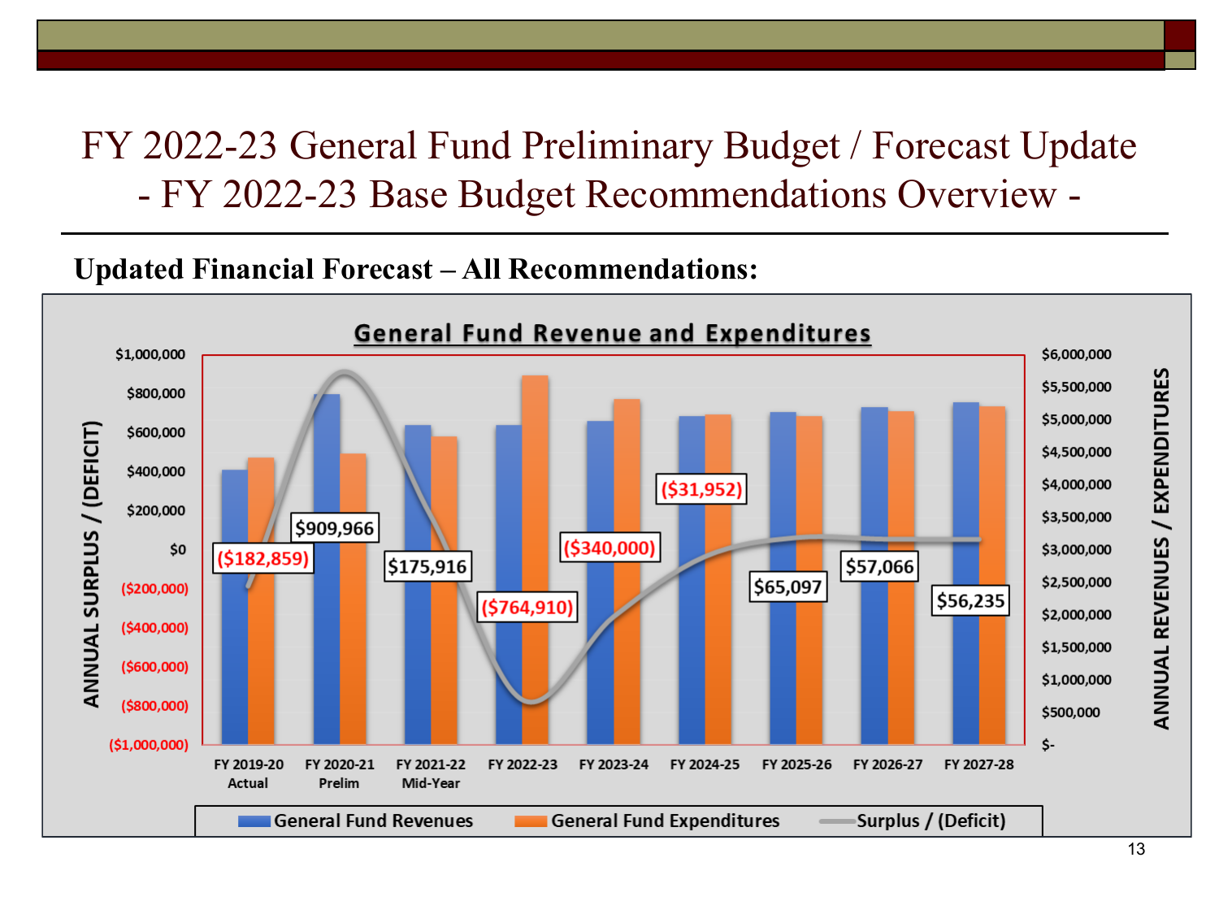# FY 2022-23 General Fund Preliminary Budget / Forecast Update - FY 2022-23 Base Budget Recommendations Overview -

**Updated Financial Forecast – All Recommendations:**

**General Fund Revenue and Expenditures**

| Fiscal Year | Surplus / (Deficit) |
|---|---|
| FY 2019-20 Actual | ($182,859) |
| FY 2020-21 Prelim | $909,966 |
| FY 2021-22 Mid-Year | $175,916 |
| FY 2022-23 | ($764,910) |
| FY 2023-24 | ($340,000) |
| FY 2024-25 | ($31,952) |
| FY 2025-26 | $65,097 |
| FY 2026-27 | $57,066 |
| FY 2027-28 | $56,235 |

Legend: General Fund Revenues; General Fund Expenditures; Surplus / (Deficit)

Left axis: ANNUAL SURPLUS / (DEFICIT) ($1,000,000) to $1,000,000. Right axis: ANNUAL REVENUES / EXPENDITURES $- to $6,000,000.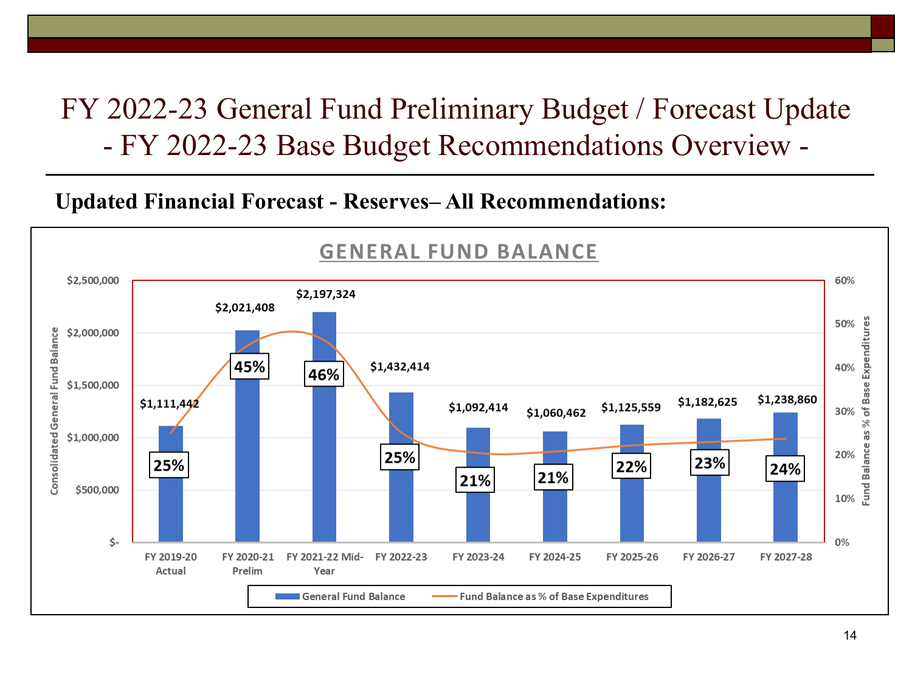# FY 2022-23 General Fund Preliminary Budget / Forecast Update
## - FY 2022-23 Base Budget Recommendations Overview -

**Updated Financial Forecast - Reserves– All Recommendations:**

### GENERAL FUND BALANCE

| Fiscal Year | General Fund Balance | Fund Balance as % of Base Expenditures |
|---|---|---|
| FY 2019-20 Actual | $1,111,442 | 25% |
| FY 2020-21 Prelim | $2,021,408 | 45% |
| FY 2021-22 Mid-Year | $2,197,324 | 46% |
| FY 2022-23 | $1,432,414 | 25% |
| FY 2023-24 | $1,092,414 | 21% |
| FY 2024-25 | $1,060,462 | 21% |
| FY 2025-26 | $1,125,559 | 22% |
| FY 2026-27 | $1,182,625 | 23% |
| FY 2027-28 | $1,238,860 | 24% |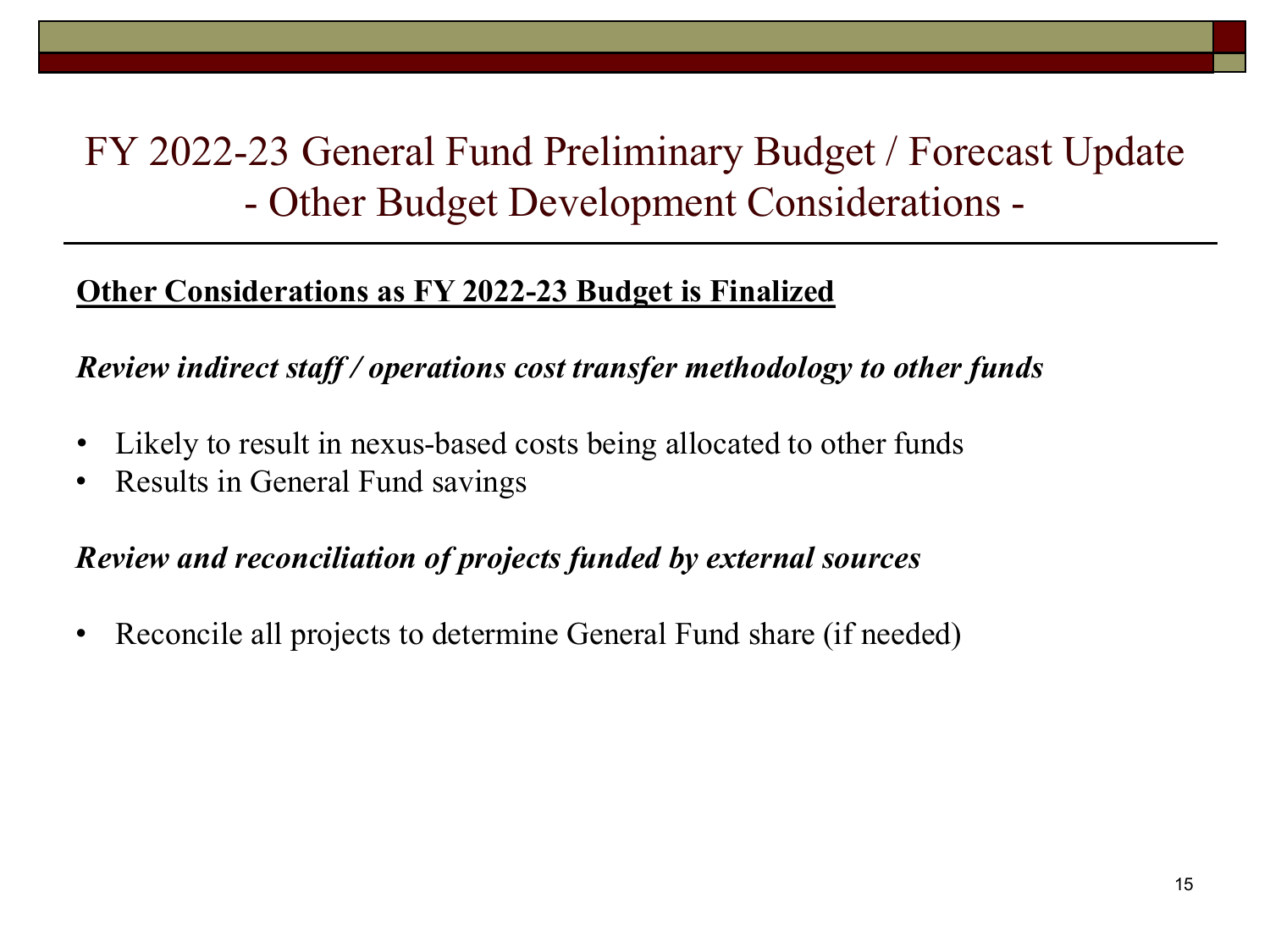# FY 2022-23 General Fund Preliminary Budget / Forecast Update - Other Budget Development Considerations -

**<u>Other Considerations as FY 2022-23 Budget is Finalized</u>**

***Review indirect staff / operations cost transfer methodology to other funds***

- Likely to result in nexus-based costs being allocated to other funds
- Results in General Fund savings

***Review and reconciliation of projects funded by external sources***

- Reconcile all projects to determine General Fund share (if needed)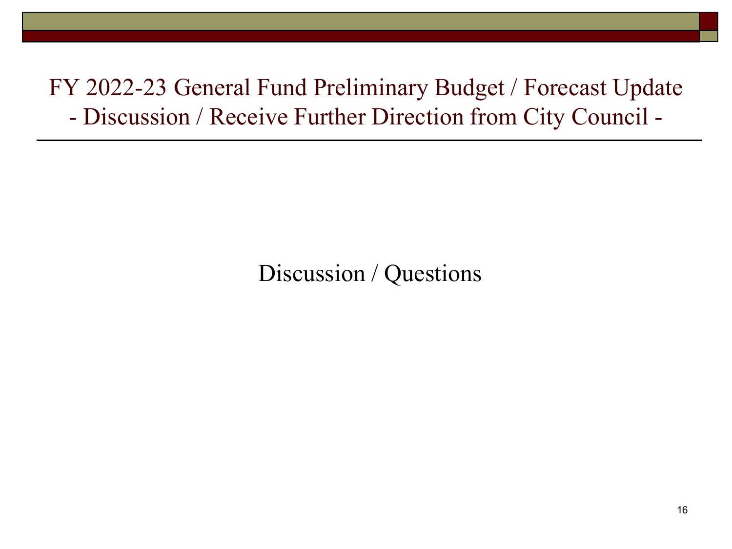# FY 2022-23 General Fund Preliminary Budget / Forecast Update
## - Discussion / Receive Further Direction from City Council -

Discussion / Questions